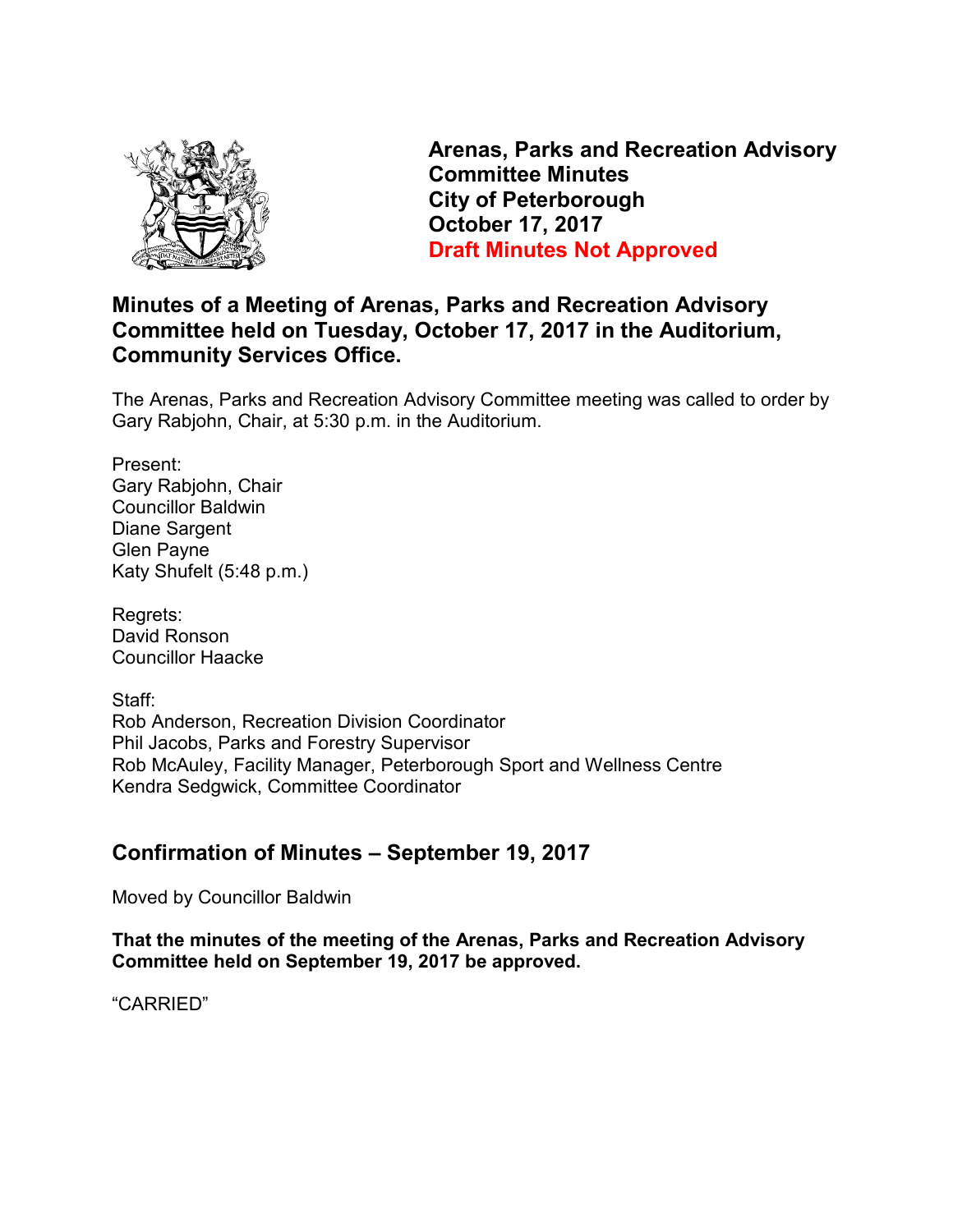# Arenas, Parks and Recreation Advisory Committee Minutes
# City of Peterborough
# October 17, 2017
# Draft Minutes Not Approved

## Minutes of a Meeting of Arenas, Parks and Recreation Advisory Committee held on Tuesday, October 17, 2017 in the Auditorium, Community Services Office.

The Arenas, Parks and Recreation Advisory Committee meeting was called to order by Gary Rabjohn, Chair, at 5:30 p.m. in the Auditorium.

Present:
Gary Rabjohn, Chair
Councillor Baldwin
Diane Sargent
Glen Payne
Katy Shufelt (5:48 p.m.)

Regrets:
David Ronson
Councillor Haacke

Staff:
Rob Anderson, Recreation Division Coordinator
Phil Jacobs, Parks and Forestry Supervisor
Rob McAuley, Facility Manager, Peterborough Sport and Wellness Centre
Kendra Sedgwick, Committee Coordinator

## Confirmation of Minutes – September 19, 2017

Moved by Councillor Baldwin

**That the minutes of the meeting of the Arenas, Parks and Recreation Advisory Committee held on September 19, 2017 be approved.**

"CARRIED"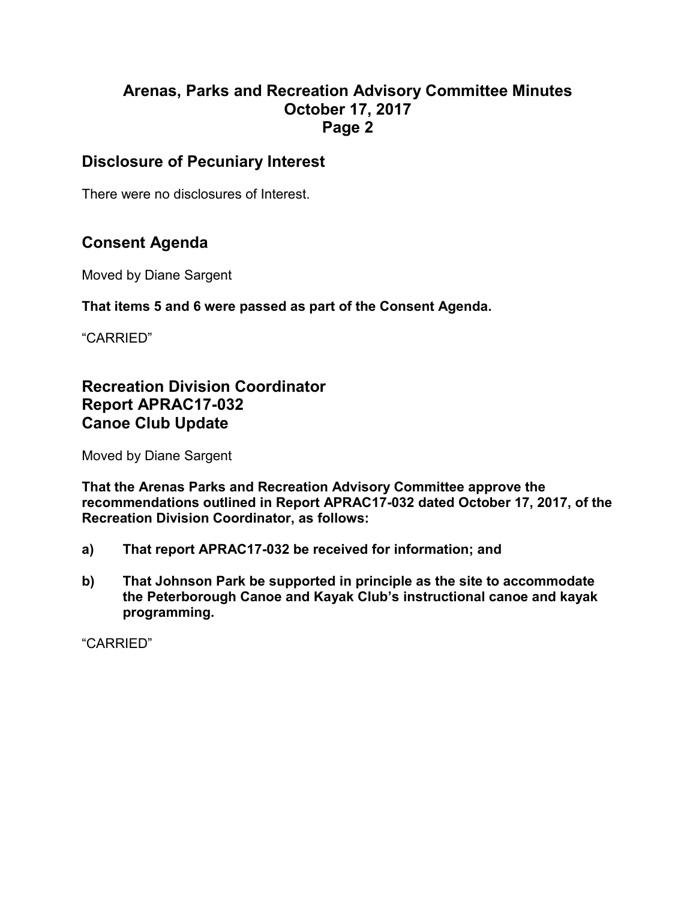## Disclosure of Pecuniary Interest

There were no disclosures of Interest.

## Consent Agenda

Moved by Diane Sargent

**That items 5 and 6 were passed as part of the Consent Agenda.**

"CARRIED"

## Recreation Division Coordinator
## Report APRAC17-032
## Canoe Club Update

Moved by Diane Sargent

**That the Arenas Parks and Recreation Advisory Committee approve the recommendations outlined in Report APRAC17-032 dated October 17, 2017, of the Recreation Division Coordinator, as follows:**

**a) That report APRAC17-032 be received for information; and**

**b) That Johnson Park be supported in principle as the site to accommodate the Peterborough Canoe and Kayak Club's instructional canoe and kayak programming.**

"CARRIED"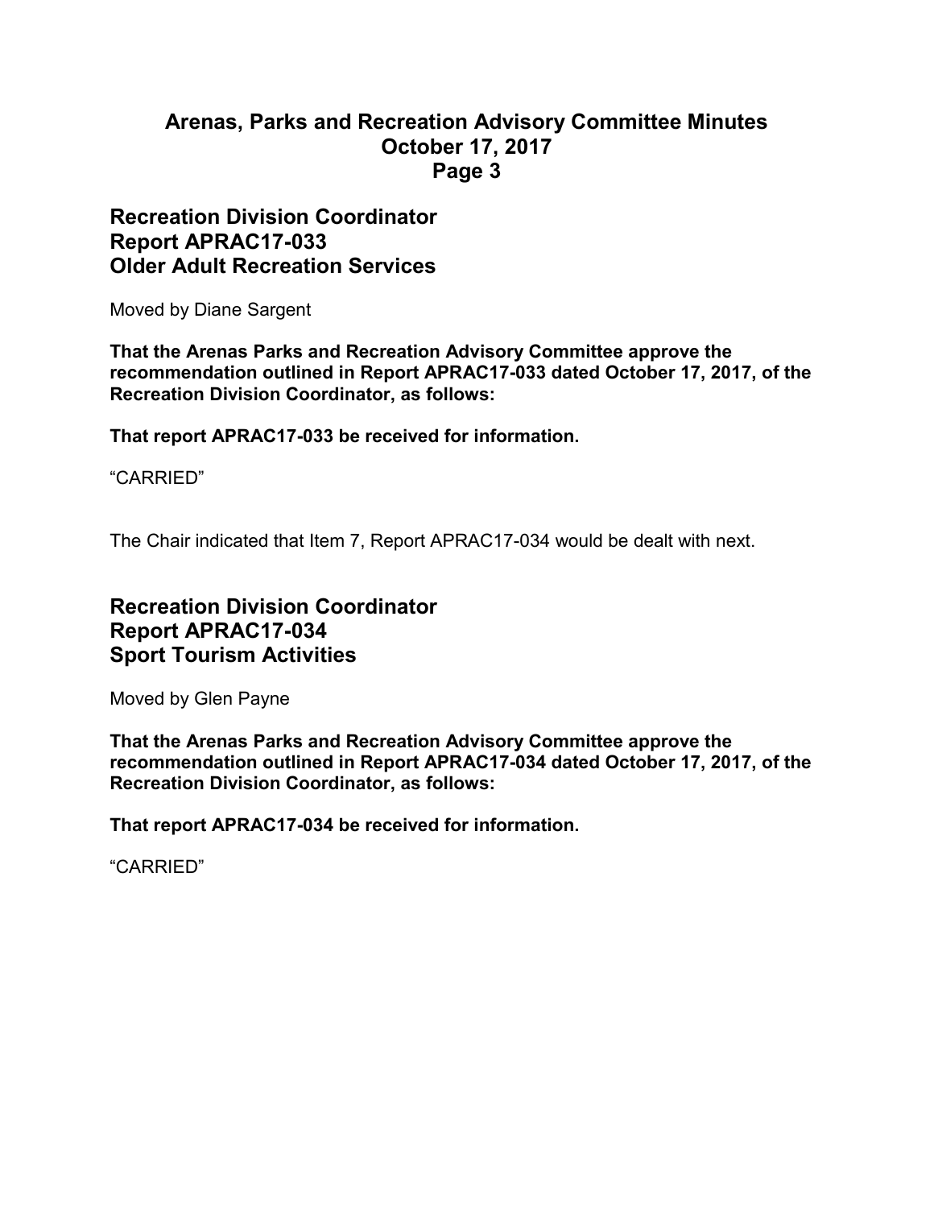## Recreation Division Coordinator
## Report APRAC17-033
## Older Adult Recreation Services

Moved by Diane Sargent

**That the Arenas Parks and Recreation Advisory Committee approve the recommendation outlined in Report APRAC17-033 dated October 17, 2017, of the Recreation Division Coordinator, as follows:**

**That report APRAC17-033 be received for information.**

"CARRIED"

The Chair indicated that Item 7, Report APRAC17-034 would be dealt with next.

## Recreation Division Coordinator
## Report APRAC17-034
## Sport Tourism Activities

Moved by Glen Payne

**That the Arenas Parks and Recreation Advisory Committee approve the recommendation outlined in Report APRAC17-034 dated October 17, 2017, of the Recreation Division Coordinator, as follows:**

**That report APRAC17-034 be received for information.**

"CARRIED"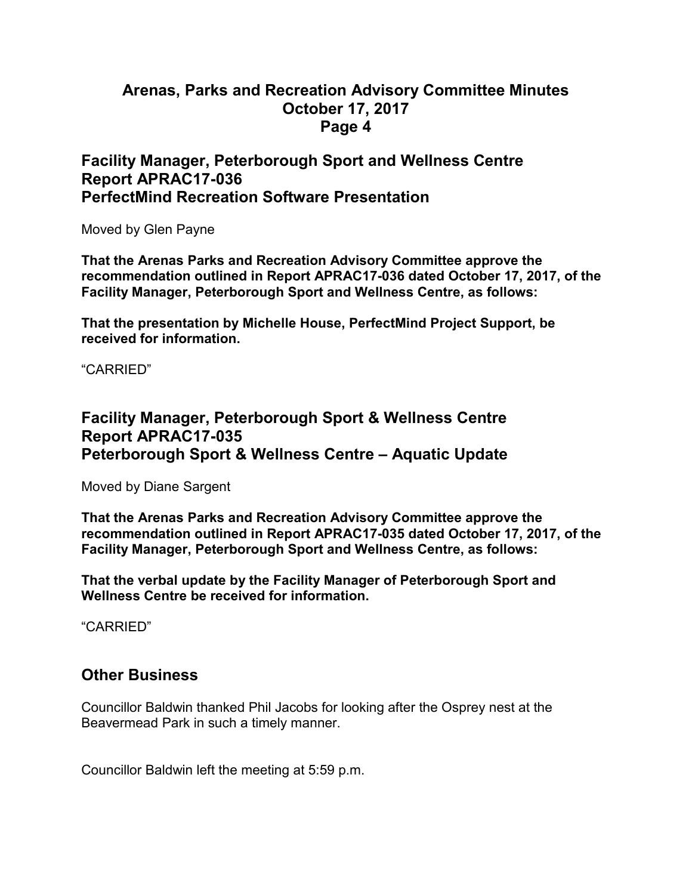## Facility Manager, Peterborough Sport and Wellness Centre
## Report APRAC17-036
## PerfectMind Recreation Software Presentation

Moved by Glen Payne

**That the Arenas Parks and Recreation Advisory Committee approve the recommendation outlined in Report APRAC17-036 dated October 17, 2017, of the Facility Manager, Peterborough Sport and Wellness Centre, as follows:**

**That the presentation by Michelle House, PerfectMind Project Support, be received for information.**

“CARRIED”

## Facility Manager, Peterborough Sport & Wellness Centre
## Report APRAC17-035
## Peterborough Sport & Wellness Centre – Aquatic Update

Moved by Diane Sargent

**That the Arenas Parks and Recreation Advisory Committee approve the recommendation outlined in Report APRAC17-035 dated October 17, 2017, of the Facility Manager, Peterborough Sport and Wellness Centre, as follows:**

**That the verbal update by the Facility Manager of Peterborough Sport and Wellness Centre be received for information.**

“CARRIED”

## Other Business

Councillor Baldwin thanked Phil Jacobs for looking after the Osprey nest at the Beavermead Park in such a timely manner.

Councillor Baldwin left the meeting at 5:59 p.m.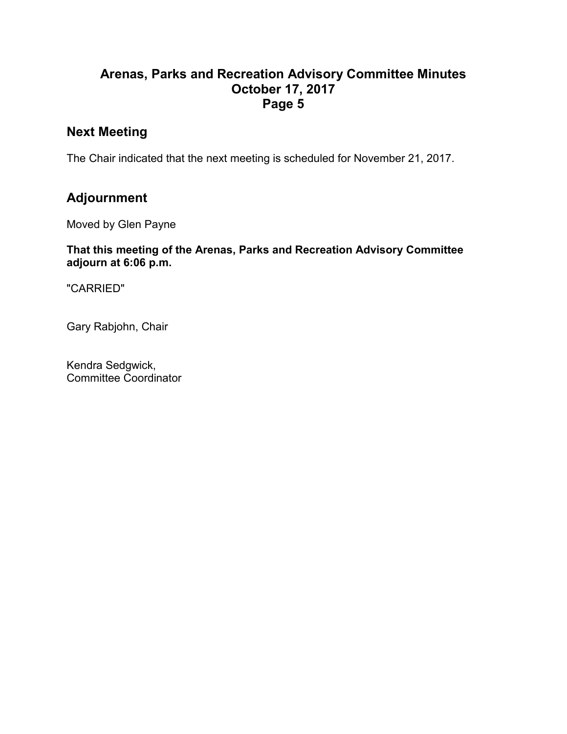## Next Meeting

The Chair indicated that the next meeting is scheduled for November 21, 2017.

## Adjournment

Moved by Glen Payne

**That this meeting of the Arenas, Parks and Recreation Advisory Committee adjourn at 6:06 p.m.**

"CARRIED"

Gary Rabjohn, Chair

Kendra Sedgwick,
Committee Coordinator